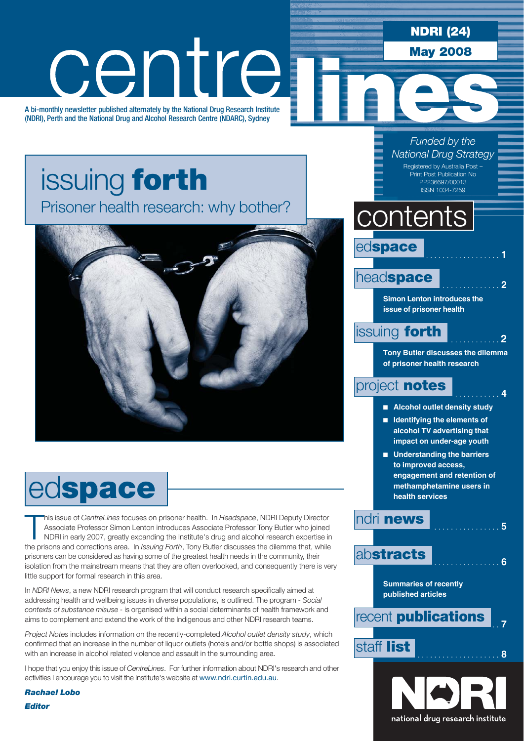# centrelines

A bi-monthly newsletter published alternately by the National Drug Research Institute (NDRI), Perth and the National Drug and Alcohol Research Centre (NDARC), Sydney

**NDRI (24)**

**May 2008**

*Funded by the National Drug Strategy*

Registered by Australia Post – Print Post Publication No PP236697/00013 ISSN 1034-7259

## issuing **forth**

### Prisoner health research: why bother?

## contents

ed**space** .................. 1

head**space** .............. 2

**Simon Lenton introduces the issue of prisoner health**

issuing **forth** ............ 2

**Tony Butler discusses the dilemma of prisoner health research**

project **notes** ........... 4

- **Alcohol outlet density study**
- **Identifying the elements of alcohol TV advertising that impact on under-age youth**
- **Understanding the barriers to improved access, engagement and retention of methamphetamine users in health services**

ndri **news** ................ 5

ab**stracts** ................ 6

**Summaries of recently published articles**

recent **publications** .. 7

staff **list** .................... 8

## ed**space**

This issue of *CentreLines* focuses on prisoner health. In *Headspace*, NDRI Deputy Director Associate Professor Simon Lenton introduces Associate Professor Tony Butler who joined NDRI in early 2007, greatly expanding the Institute's drug and alcohol research expertise in the prisons and corrections area. In *Issuing Forth*, Tony Butler discusses the dilemma that, while prisoners can be considered as having some of the greatest health needs in the community, their isolation from the mainstream means that they are often overlooked, and consequently there is very little support for formal research in this area.

In *NDRI News*, a new NDRI research program that will conduct research specifically aimed at addressing health and wellbeing issues in diverse populations, is outlined. The program - *Social contexts of substance misuse* - is organised within a social determinants of health framework and aims to complement and extend the work of the Indigenous and other NDRI research teams.

*Project Notes* includes information on the recently-completed *Alcohol outlet density study*, which confirmed that an increase in the number of liquor outlets (hotels and/or bottle shops) is associated with an increase in alcohol related violence and assault in the surrounding area.

I hope that you enjoy this issue of *CentreLines*. For further information about NDRI's research and other activities I encourage you to visit the Institute's website at www.ndri.curtin.edu.au.

***Rachael Lobo***

***Editor***

national drug research institute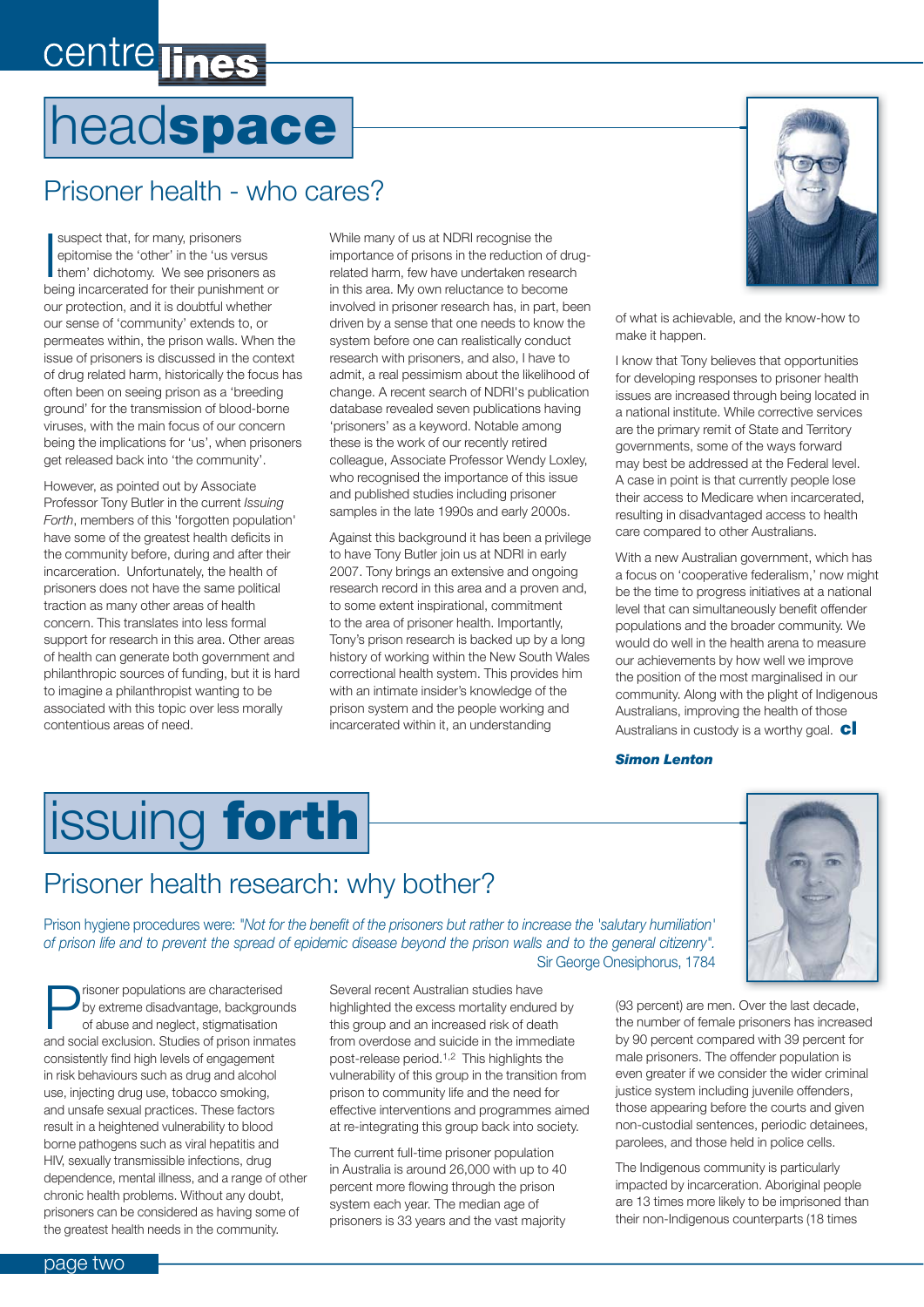# headspace

## Prisoner health - who cares?

I suspect that, for many, prisoners epitomise the 'other' in the 'us versus them' dichotomy. We see prisoners as being incarcerated for their punishment or our protection, and it is doubtful whether our sense of 'community' extends to, or permeates within, the prison walls. When the issue of prisoners is discussed in the context of drug related harm, historically the focus has often been on seeing prison as a 'breeding ground' for the transmission of blood-borne viruses, with the main focus of our concern being the implications for 'us', when prisoners get released back into 'the community'.

However, as pointed out by Associate Professor Tony Butler in the current *Issuing Forth*, members of this 'forgotten population' have some of the greatest health deficits in the community before, during and after their incarceration. Unfortunately, the health of prisoners does not have the same political traction as many other areas of health concern. This translates into less formal support for research in this area. Other areas of health can generate both government and philanthropic sources of funding, but it is hard to imagine a philanthropist wanting to be associated with this topic over less morally contentious areas of need.

While many of us at NDRI recognise the importance of prisons in the reduction of drug-related harm, few have undertaken research in this area. My own reluctance to become involved in prisoner research has, in part, been driven by a sense that one needs to know the system before one can realistically conduct research with prisoners, and also, I have to admit, a real pessimism about the likelihood of change. A recent search of NDRI's publication database revealed seven publications having 'prisoners' as a keyword. Notable among these is the work of our recently retired colleague, Associate Professor Wendy Loxley, who recognised the importance of this issue and published studies including prisoner samples in the late 1990s and early 2000s.

Against this background it has been a privilege to have Tony Butler join us at NDRI in early 2007. Tony brings an extensive and ongoing research record in this area and a proven and, to some extent inspirational, commitment to the area of prisoner health. Importantly, Tony's prison research is backed up by a long history of working within the New South Wales correctional health system. This provides him with an intimate insider's knowledge of the prison system and the people working and incarcerated within it, an understanding of what is achievable, and the know-how to make it happen.

I know that Tony believes that opportunities for developing responses to prisoner health issues are increased through being located in a national institute. While corrective services are the primary remit of State and Territory governments, some of the ways forward may best be addressed at the Federal level. A case in point is that currently people lose their access to Medicare when incarcerated, resulting in disadvantaged access to health care compared to other Australians.

With a new Australian government, which has a focus on 'cooperative federalism,' now might be the time to progress initiatives at a national level that can simultaneously benefit offender populations and the broader community. We would do well in the health arena to measure our achievements by how well we improve the position of the most marginalised in our community. Along with the plight of Indigenous Australians, improving the health of those Australians in custody is a worthy goal. **cl**

***Simon Lenton***

# issuing forth

## Prisoner health research: why bother?

Prison hygiene procedures were: *"Not for the benefit of the prisoners but rather to increase the 'salutary humiliation' of prison life and to prevent the spread of epidemic disease beyond the prison walls and to the general citizenry".*
Sir George Onesiphorus, 1784

Prisoner populations are characterised by extreme disadvantage, backgrounds of abuse and neglect, stigmatisation and social exclusion. Studies of prison inmates consistently find high levels of engagement in risk behaviours such as drug and alcohol use, injecting drug use, tobacco smoking, and unsafe sexual practices. These factors result in a heightened vulnerability to blood borne pathogens such as viral hepatitis and HIV, sexually transmissible infections, drug dependence, mental illness, and a range of other chronic health problems. Without any doubt, prisoners can be considered as having some of the greatest health needs in the community.

Several recent Australian studies have highlighted the excess mortality endured by this group and an increased risk of death from overdose and suicide in the immediate post-release period.[1,2] This highlights the vulnerability of this group in the transition from prison to community life and the need for effective interventions and programmes aimed at re-integrating this group back into society.

The current full-time prisoner population in Australia is around 26,000 with up to 40 percent more flowing through the prison system each year. The median age of prisoners is 33 years and the vast majority (93 percent) are men. Over the last decade, the number of female prisoners has increased by 90 percent compared with 39 percent for male prisoners. The offender population is even greater if we consider the wider criminal justice system including juvenile offenders, those appearing before the courts and given non-custodial sentences, periodic detainees, parolees, and those held in police cells.

The Indigenous community is particularly impacted by incarceration. Aboriginal people are 13 times more likely to be imprisoned than their non-Indigenous counterparts (18 times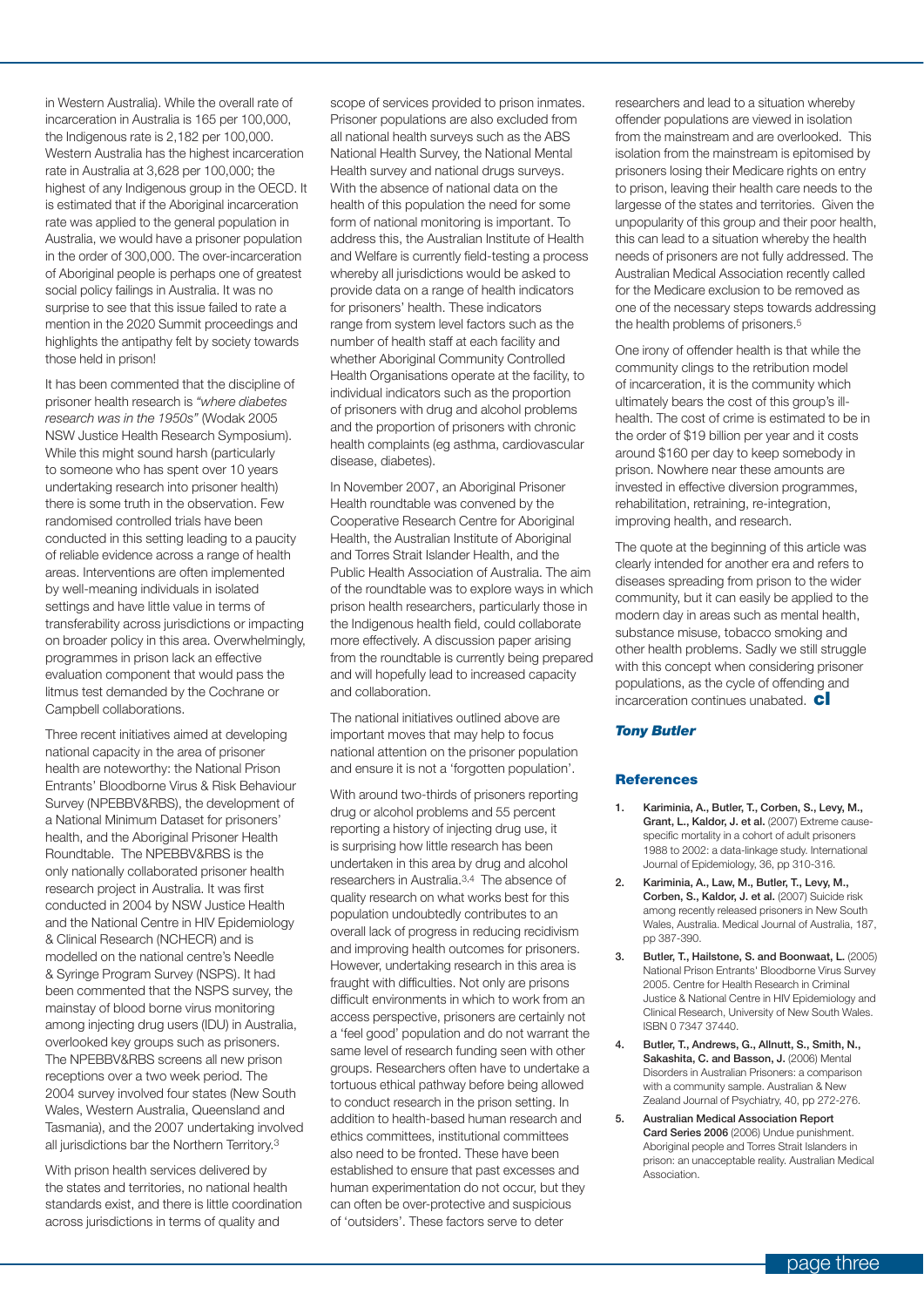in Western Australia). While the overall rate of incarceration in Australia is 165 per 100,000, the Indigenous rate is 2,182 per 100,000. Western Australia has the highest incarceration rate in Australia at 3,628 per 100,000; the highest of any Indigenous group in the OECD. It is estimated that if the Aboriginal incarceration rate was applied to the general population in Australia, we would have a prisoner population in the order of 300,000. The over-incarceration of Aboriginal people is perhaps one of greatest social policy failings in Australia. It was no surprise to see that this issue failed to rate a mention in the 2020 Summit proceedings and highlights the antipathy felt by society towards those held in prison!

It has been commented that the discipline of prisoner health research is *"where diabetes research was in the 1950s"* (Wodak 2005 NSW Justice Health Research Symposium). While this might sound harsh (particularly to someone who has spent over 10 years undertaking research into prisoner health) there is some truth in the observation. Few randomised controlled trials have been conducted in this setting leading to a paucity of reliable evidence across a range of health areas. Interventions are often implemented by well-meaning individuals in isolated settings and have little value in terms of transferability across jurisdictions or impacting on broader policy in this area. Overwhelmingly, programmes in prison lack an effective evaluation component that would pass the litmus test demanded by the Cochrane or Campbell collaborations.

Three recent initiatives aimed at developing national capacity in the area of prisoner health are noteworthy: the National Prison Entrants' Bloodborne Virus & Risk Behaviour Survey (NPEBBV&RBS), the development of a National Minimum Dataset for prisoners' health, and the Aboriginal Prisoner Health Roundtable. The NPEBBV&RBS is the only nationally collaborated prisoner health research project in Australia. It was first conducted in 2004 by NSW Justice Health and the National Centre in HIV Epidemiology & Clinical Research (NCHECR) and is modelled on the national centre's Needle & Syringe Program Survey (NSPS). It had been commented that the NSPS survey, the mainstay of blood borne virus monitoring among injecting drug users (IDU) in Australia, overlooked key groups such as prisoners. The NPEBBV&RBS screens all new prison receptions over a two week period. The 2004 survey involved four states (New South Wales, Western Australia, Queensland and Tasmania), and the 2007 undertaking involved all jurisdictions bar the Northern Territory.[3]

With prison health services delivered by the states and territories, no national health standards exist, and there is little coordination across jurisdictions in terms of quality and scope of services provided to prison inmates. Prisoner populations are also excluded from all national health surveys such as the ABS National Health Survey, the National Mental Health survey and national drugs surveys. With the absence of national data on the health of this population the need for some form of national monitoring is important. To address this, the Australian Institute of Health and Welfare is currently field-testing a process whereby all jurisdictions would be asked to provide data on a range of health indicators for prisoners' health. These indicators range from system level factors such as the number of health staff at each facility and whether Aboriginal Community Controlled Health Organisations operate at the facility, to individual indicators such as the proportion of prisoners with drug and alcohol problems and the proportion of prisoners with chronic health complaints (eg asthma, cardiovascular disease, diabetes).

In November 2007, an Aboriginal Prisoner Health roundtable was convened by the Cooperative Research Centre for Aboriginal Health, the Australian Institute of Aboriginal and Torres Strait Islander Health, and the Public Health Association of Australia. The aim of the roundtable was to explore ways in which prison health researchers, particularly those in the Indigenous health field, could collaborate more effectively. A discussion paper arising from the roundtable is currently being prepared and will hopefully lead to increased capacity and collaboration.

The national initiatives outlined above are important moves that may help to focus national attention on the prisoner population and ensure it is not a 'forgotten population'.

With around two-thirds of prisoners reporting drug or alcohol problems and 55 percent reporting a history of injecting drug use, it is surprising how little research has been undertaken in this area by drug and alcohol researchers in Australia.[3,4] The absence of quality research on what works best for this population undoubtedly contributes to an overall lack of progress in reducing recidivism and improving health outcomes for prisoners. However, undertaking research in this area is fraught with difficulties. Not only are prisons difficult environments in which to work from an access perspective, prisoners are certainly not a 'feel good' population and do not warrant the same level of research funding seen with other groups. Researchers often have to undertake a tortuous ethical pathway before being allowed to conduct research in the prison setting. In addition to health-based human research and ethics committees, institutional committees also need to be fronted. These have been established to ensure that past excesses and human experimentation do not occur, but they can often be over-protective and suspicious of 'outsiders'. These factors serve to deter researchers and lead to a situation whereby offender populations are viewed in isolation from the mainstream and are overlooked. This isolation from the mainstream is epitomised by prisoners losing their Medicare rights on entry to prison, leaving their health care needs to the largesse of the states and territories. Given the unpopularity of this group and their poor health, this can lead to a situation whereby the health needs of prisoners are not fully addressed. The Australian Medical Association recently called for the Medicare exclusion to be removed as one of the necessary steps towards addressing the health problems of prisoners.[5]

One irony of offender health is that while the community clings to the retribution model of incarceration, it is the community which ultimately bears the cost of this group's ill-health. The cost of crime is estimated to be in the order of $19 billion per year and it costs around $160 per day to keep somebody in prison. Nowhere near these amounts are invested in effective diversion programmes, rehabilitation, retraining, re-integration, improving health, and research.

The quote at the beginning of this article was clearly intended for another era and refers to diseases spreading from prison to the wider community, but it can easily be applied to the modern day in areas such as mental health, substance misuse, tobacco smoking and other health problems. Sadly we still struggle with this concept when considering prisoner populations, as the cycle of offending and incarceration continues unabated. **cl**

***Tony Butler***

## References

1. **Kariminia, A., Butler, T., Corben, S., Levy, M., Grant, L., Kaldor, J. et al.** (2007) Extreme cause-specific mortality in a cohort of adult prisoners 1988 to 2002: a data-linkage study. International Journal of Epidemiology, 36, pp 310-316.
2. **Kariminia, A., Law, M., Butler, T., Levy, M., Corben, S., Kaldor, J. et al.** (2007) Suicide risk among recently released prisoners in New South Wales, Australia. Medical Journal of Australia, 187, pp 387-390.
3. **Butler, T., Hailstone, S. and Boonwaat, L.** (2005) National Prison Entrants' Bloodborne Virus Survey 2005. Centre for Health Research in Criminal Justice & National Centre in HIV Epidemiology and Clinical Research, University of New South Wales. ISBN 0 7347 37440.
4. **Butler, T., Andrews, G., Allnutt, S., Smith, N., Sakashita, C. and Basson, J.** (2006) Mental Disorders in Australian Prisoners: a comparison with a community sample. Australian & New Zealand Journal of Psychiatry, 40, pp 272-276.
5. **Australian Medical Association Report Card Series 2006** (2006) Undue punishment. Aboriginal people and Torres Strait Islanders in prison: an unacceptable reality. Australian Medical Association.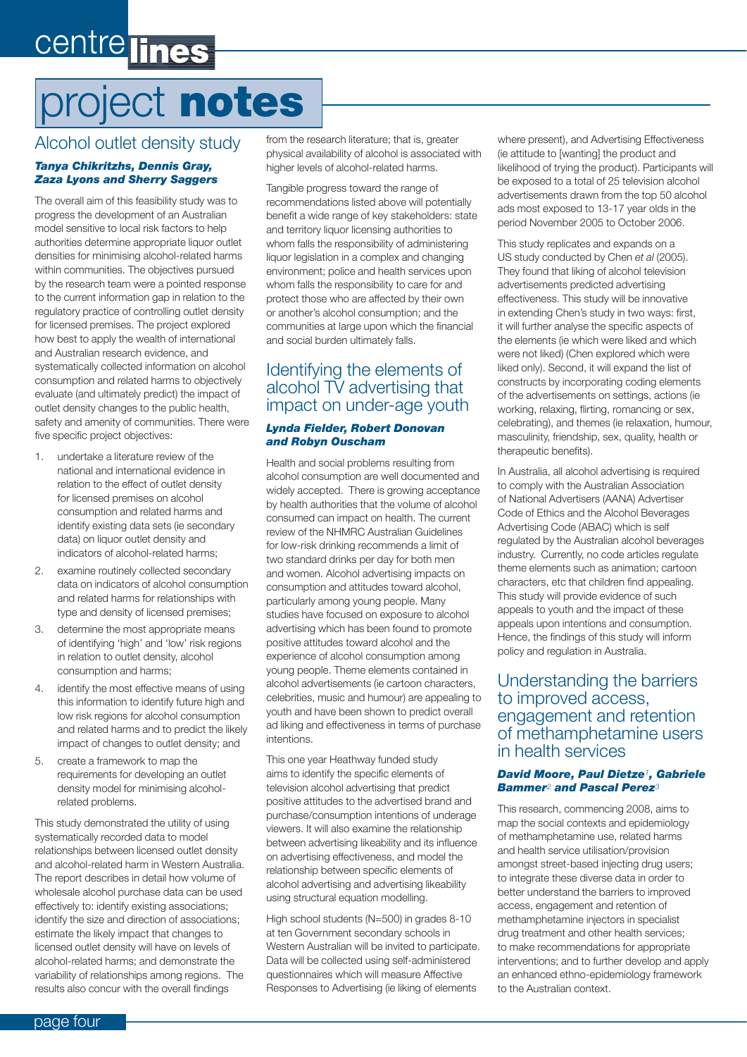# project notes

## Alcohol outlet density study

***Tanya Chikritzhs, Dennis Gray, Zaza Lyons and Sherry Saggers***

The overall aim of this feasibility study was to progress the development of an Australian model sensitive to local risk factors to help authorities determine appropriate liquor outlet densities for minimising alcohol-related harms within communities. The objectives pursued by the research team were a pointed response to the current information gap in relation to the regulatory practice of controlling outlet density for licensed premises. The project explored how best to apply the wealth of international and Australian research evidence, and systematically collected information on alcohol consumption and related harms to objectively evaluate (and ultimately predict) the impact of outlet density changes to the public health, safety and amenity of communities. There were five specific project objectives:

1. undertake a literature review of the national and international evidence in relation to the effect of outlet density for licensed premises on alcohol consumption and related harms and identify existing data sets (ie secondary data) on liquor outlet density and indicators of alcohol-related harms;
2. examine routinely collected secondary data on indicators of alcohol consumption and related harms for relationships with type and density of licensed premises;
3. determine the most appropriate means of identifying 'high' and 'low' risk regions in relation to outlet density, alcohol consumption and harms;
4. identify the most effective means of using this information to identify future high and low risk regions for alcohol consumption and related harms and to predict the likely impact of changes to outlet density; and
5. create a framework to map the requirements for developing an outlet density model for minimising alcohol-related problems.

This study demonstrated the utility of using systematically recorded data to model relationships between licensed outlet density and alcohol-related harm in Western Australia. The report describes in detail how volume of wholesale alcohol purchase data can be used effectively to: identify existing associations; identify the size and direction of associations; estimate the likely impact that changes to licensed outlet density will have on levels of alcohol-related harms; and demonstrate the variability of relationships among regions. The results also concur with the overall findings from the research literature; that is, greater physical availability of alcohol is associated with higher levels of alcohol-related harms.

Tangible progress toward the range of recommendations listed above will potentially benefit a wide range of key stakeholders: state and territory liquor licensing authorities to whom falls the responsibility of administering liquor legislation in a complex and changing environment; police and health services upon whom falls the responsibility to care for and protect those who are affected by their own or another's alcohol consumption; and the communities at large upon which the financial and social burden ultimately falls.

## Identifying the elements of alcohol TV advertising that impact on under-age youth

***Lynda Fielder, Robert Donovan and Robyn Ouschan***

Health and social problems resulting from alcohol consumption are well documented and widely accepted. There is growing acceptance by health authorities that the volume of alcohol consumed can impact on health. The current review of the NHMRC Australian Guidelines for low-risk drinking recommends a limit of two standard drinks per day for both men and women. Alcohol advertising impacts on consumption and attitudes toward alcohol, particularly among young people. Many studies have focused on exposure to alcohol advertising which has been found to promote positive attitudes toward alcohol and the experience of alcohol consumption among young people. Theme elements contained in alcohol advertisements (ie cartoon characters, celebrities, music and humour) are appealing to youth and have been shown to predict overall ad liking and effectiveness in terms of purchase intentions.

This one year Heathway funded study aims to identify the specific elements of television alcohol advertising that predict positive attitudes to the advertised brand and purchase/consumption intentions of underage viewers. It will also examine the relationship between advertising likeability and its influence on advertising effectiveness, and model the relationship between specific elements of alcohol advertising and advertising likeability using structural equation modelling.

High school students (N=500) in grades 8-10 at ten Government secondary schools in Western Australian will be invited to participate. Data will be collected using self-administered questionnaires which will measure Affective Responses to Advertising (ie liking of elements where present), and Advertising Effectiveness (ie attitude to [wanting] the product and likelihood of trying the product). Participants will be exposed to a total of 25 television alcohol advertisements drawn from the top 50 alcohol ads most exposed to 13-17 year olds in the period November 2005 to October 2006.

This study replicates and expands on a US study conducted by Chen *et al* (2005). They found that liking of alcohol television advertisements predicted advertising effectiveness. This study will be innovative in extending Chen's study in two ways: first, it will further analyse the specific aspects of the elements (ie which were liked and which were not liked) (Chen explored which were liked only). Second, it will expand the list of constructs by incorporating coding elements of the advertisements on settings, actions (ie working, relaxing, flirting, romancing or sex, celebrating), and themes (ie relaxation, humour, masculinity, friendship, sex, quality, health or therapeutic benefits).

In Australia, all alcohol advertising is required to comply with the Australian Association of National Advertisers (AANA) Advertiser Code of Ethics and the Alcohol Beverages Advertising Code (ABAC) which is self regulated by the Australian alcohol beverages industry. Currently, no code articles regulate theme elements such as animation; cartoon characters, etc that children find appealing. This study will provide evidence of such appeals to youth and the impact of these appeals upon intentions and consumption. Hence, the findings of this study will inform policy and regulation in Australia.

## Understanding the barriers to improved access, engagement and retention of methamphetamine users in health services

***David Moore, Paul Dietze[1], Gabriele Bammer[2] and Pascal Perez[3]***

This research, commencing 2008, aims to map the social contexts and epidemiology of methamphetamine use, related harms and health service utilisation/provision amongst street-based injecting drug users; to integrate these diverse data in order to better understand the barriers to improved access, engagement and retention of methamphetamine injectors in specialist drug treatment and other health services; to make recommendations for appropriate interventions; and to further develop and apply an enhanced ethno-epidemiology framework to the Australian context.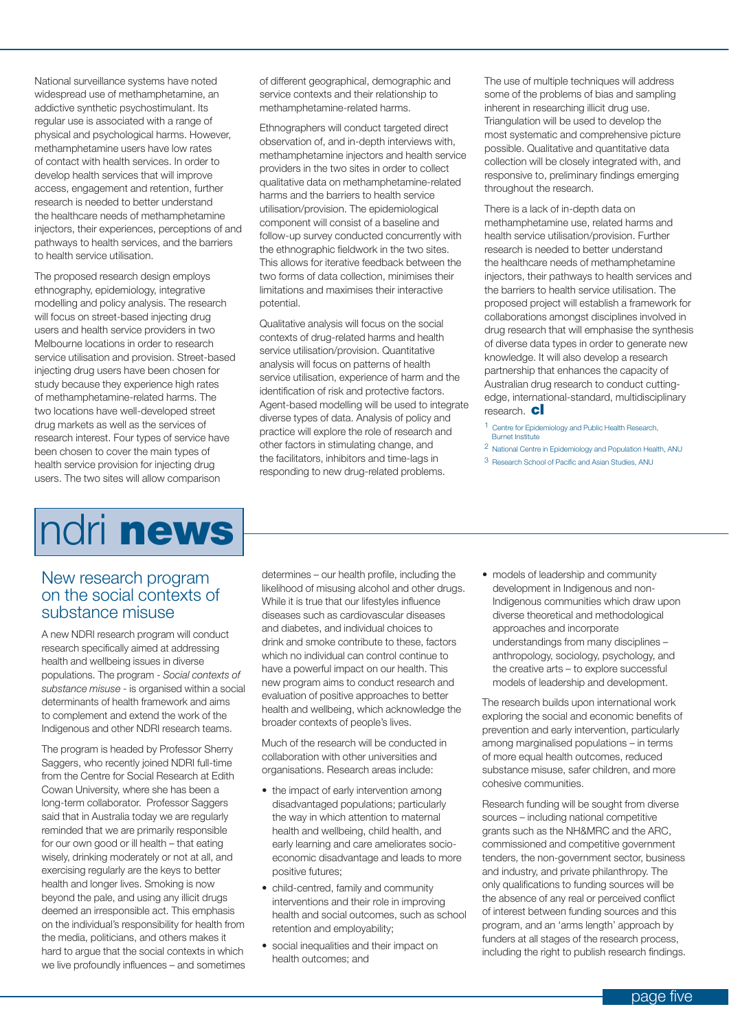National surveillance systems have noted widespread use of methamphetamine, an addictive synthetic psychostimulant. Its regular use is associated with a range of physical and psychological harms. However, methamphetamine users have low rates of contact with health services. In order to develop health services that will improve access, engagement and retention, further research is needed to better understand the healthcare needs of methamphetamine injectors, their experiences, perceptions of and pathways to health services, and the barriers to health service utilisation.

The proposed research design employs ethnography, epidemiology, integrative modelling and policy analysis. The research will focus on street-based injecting drug users and health service providers in two Melbourne locations in order to research service utilisation and provision. Street-based injecting drug users have been chosen for study because they experience high rates of methamphetamine-related harms. The two locations have well-developed street drug markets as well as the services of research interest. Four types of service have been chosen to cover the main types of health service provision for injecting drug users. The two sites will allow comparison of different geographical, demographic and service contexts and their relationship to methamphetamine-related harms.

Ethnographers will conduct targeted direct observation of, and in-depth interviews with, methamphetamine injectors and health service providers in the two sites in order to collect qualitative data on methamphetamine-related harms and the barriers to health service utilisation/provision. The epidemiological component will consist of a baseline and follow-up survey conducted concurrently with the ethnographic fieldwork in the two sites. This allows for iterative feedback between the two forms of data collection, minimises their limitations and maximises their interactive potential.

Qualitative analysis will focus on the social contexts of drug-related harms and health service utilisation/provision. Quantitative analysis will focus on patterns of health service utilisation, experience of harm and the identification of risk and protective factors. Agent-based modelling will be used to integrate diverse types of data. Analysis of policy and practice will explore the role of research and other factors in stimulating change, and the facilitators, inhibitors and time-lags in responding to new drug-related problems.

The use of multiple techniques will address some of the problems of bias and sampling inherent in researching illicit drug use. Triangulation will be used to develop the most systematic and comprehensive picture possible. Qualitative and quantitative data collection will be closely integrated with, and responsive to, preliminary findings emerging throughout the research.

There is a lack of in-depth data on methamphetamine use, related harms and health service utilisation/provision. Further research is needed to better understand the healthcare needs of methamphetamine injectors, their pathways to health services and the barriers to health service utilisation. The proposed project will establish a framework for collaborations amongst disciplines involved in drug research that will emphasise the synthesis of diverse data types in order to generate new knowledge. It will also develop a research partnership that enhances the capacity of Australian drug research to conduct cutting-edge, international-standard, multidisciplinary research. **cl**

[1] Centre for Epidemiology and Public Health Research, Burnet Institute

[2] National Centre in Epidemiology and Population Health, ANU

[3] Research School of Pacific and Asian Studies, ANU

# ndri **news**

## New research program on the social contexts of substance misuse

A new NDRI research program will conduct research specifically aimed at addressing health and wellbeing issues in diverse populations. The program - *Social contexts of substance misuse* - is organised within a social determinants of health framework and aims to complement and extend the work of the Indigenous and other NDRI research teams.

The program is headed by Professor Sherry Saggers, who recently joined NDRI full-time from the Centre for Social Research at Edith Cowan University, where she has been a long-term collaborator. Professor Saggers said that in Australia today we are regularly reminded that we are primarily responsible for our own good or ill health – that eating wisely, drinking moderately or not at all, and exercising regularly are the keys to better health and longer lives. Smoking is now beyond the pale, and using any illicit drugs deemed an irresponsible act. This emphasis on the individual's responsibility for health from the media, politicians, and others makes it hard to argue that the social contexts in which we live profoundly influences – and sometimes determines – our health profile, including the likelihood of misusing alcohol and other drugs. While it is true that our lifestyles influence diseases such as cardiovascular diseases and diabetes, and individual choices to drink and smoke contribute to these, factors which no individual can control continue to have a powerful impact on our health. This new program aims to conduct research and evaluation of positive approaches to better health and wellbeing, which acknowledge the broader contexts of people's lives.

Much of the research will be conducted in collaboration with other universities and organisations. Research areas include:

- the impact of early intervention among disadvantaged populations; particularly the way in which attention to maternal health and wellbeing, child health, and early learning and care ameliorates socio-economic disadvantage and leads to more positive futures;
- child-centred, family and community interventions and their role in improving health and social outcomes, such as school retention and employability;
- social inequalities and their impact on health outcomes; and
- models of leadership and community development in Indigenous and non-Indigenous communities which draw upon diverse theoretical and methodological approaches and incorporate understandings from many disciplines – anthropology, sociology, psychology, and the creative arts – to explore successful models of leadership and development.

The research builds upon international work exploring the social and economic benefits of prevention and early intervention, particularly among marginalised populations – in terms of more equal health outcomes, reduced substance misuse, safer children, and more cohesive communities.

Research funding will be sought from diverse sources – including national competitive grants such as the NH&MRC and the ARC, commissioned and competitive government tenders, the non-government sector, business and industry, and private philanthropy. The only qualifications to funding sources will be the absence of any real or perceived conflict of interest between funding sources and this program, and an 'arms length' approach by funders at all stages of the research process, including the right to publish research findings.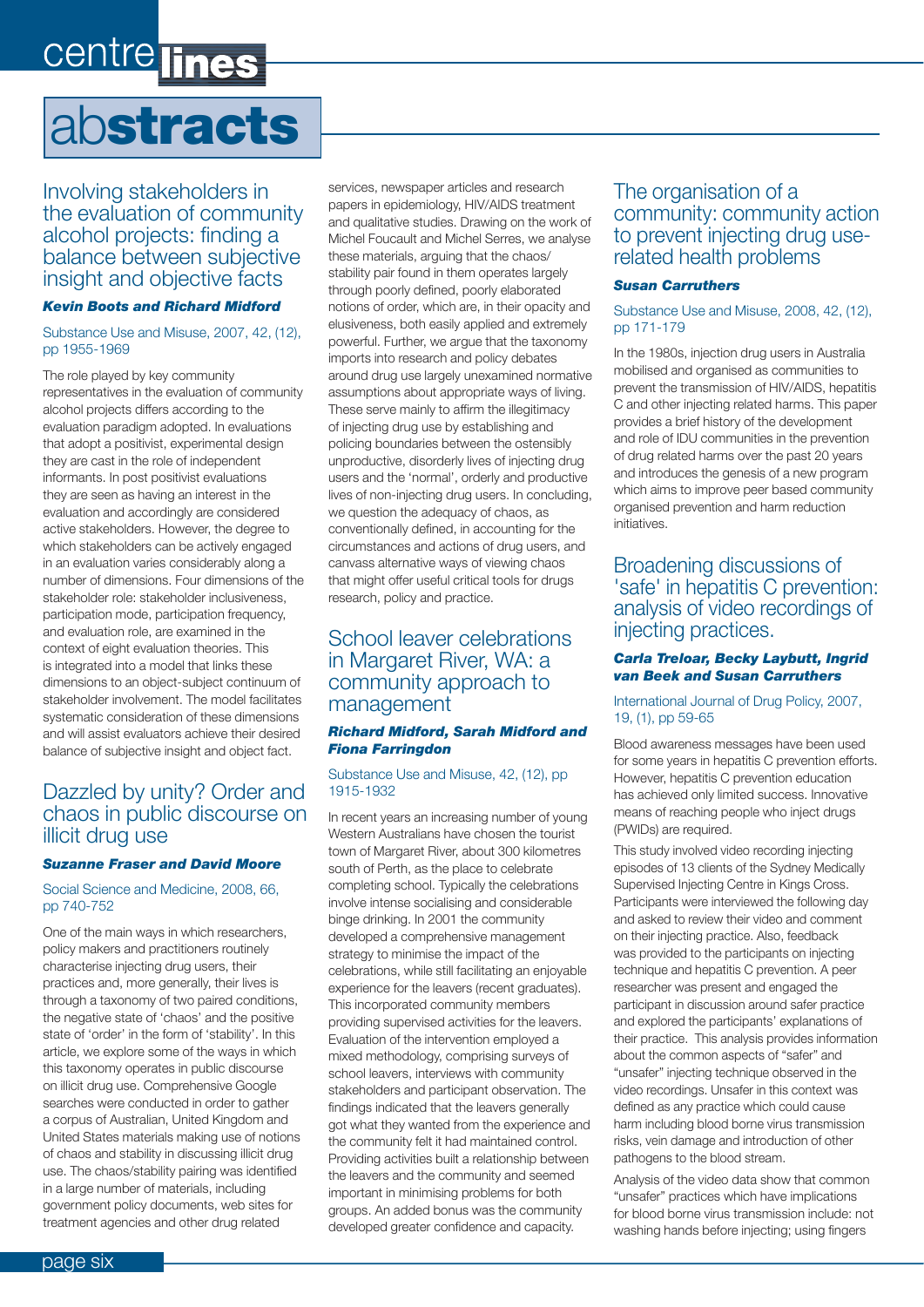# abstracts

## Involving stakeholders in the evaluation of community alcohol projects: finding a balance between subjective insight and objective facts

***Kevin Boots and Richard Midford***

Substance Use and Misuse, 2007, 42, (12), pp 1955-1969

The role played by key community representatives in the evaluation of community alcohol projects differs according to the evaluation paradigm adopted. In evaluations that adopt a positivist, experimental design they are cast in the role of independent informants. In post positivist evaluations they are seen as having an interest in the evaluation and accordingly are considered active stakeholders. However, the degree to which stakeholders can be actively engaged in an evaluation varies considerably along a number of dimensions. Four dimensions of the stakeholder role: stakeholder inclusiveness, participation mode, participation frequency, and evaluation role, are examined in the context of eight evaluation theories. This is integrated into a model that links these dimensions to an object-subject continuum of stakeholder involvement. The model facilitates systematic consideration of these dimensions and will assist evaluators achieve their desired balance of subjective insight and object fact.

## Dazzled by unity? Order and chaos in public discourse on illicit drug use

***Suzanne Fraser and David Moore***

Social Science and Medicine, 2008, 66, pp 740-752

One of the main ways in which researchers, policy makers and practitioners routinely characterise injecting drug users, their practices and, more generally, their lives is through a taxonomy of two paired conditions, the negative state of 'chaos' and the positive state of 'order' in the form of 'stability'. In this article, we explore some of the ways in which this taxonomy operates in public discourse on illicit drug use. Comprehensive Google searches were conducted in order to gather a corpus of Australian, United Kingdom and United States materials making use of notions of chaos and stability in discussing illicit drug use. The chaos/stability pairing was identified in a large number of materials, including government policy documents, web sites for treatment agencies and other drug related services, newspaper articles and research papers in epidemiology, HIV/AIDS treatment and qualitative studies. Drawing on the work of Michel Foucault and Michel Serres, we analyse these materials, arguing that the chaos/stability pair found in them operates largely through poorly defined, poorly elaborated notions of order, which are, in their opacity and elusiveness, both easily applied and extremely powerful. Further, we argue that the taxonomy imports into research and policy debates around drug use largely unexamined normative assumptions about appropriate ways of living. These serve mainly to affirm the illegitimacy of injecting drug use by establishing and policing boundaries between the ostensibly unproductive, disorderly lives of injecting drug users and the 'normal', orderly and productive lives of non-injecting drug users. In concluding, we question the adequacy of chaos, as conventionally defined, in accounting for the circumstances and actions of drug users, and canvass alternative ways of viewing chaos that might offer useful critical tools for drugs research, policy and practice.

## School leaver celebrations in Margaret River, WA: a community approach to management

***Richard Midford, Sarah Midford and Fiona Farringdon***

Substance Use and Misuse, 42, (12), pp 1915-1932

In recent years an increasing number of young Western Australians have chosen the tourist town of Margaret River, about 300 kilometres south of Perth, as the place to celebrate completing school. Typically the celebrations involve intense socialising and considerable binge drinking. In 2001 the community developed a comprehensive management strategy to minimise the impact of the celebrations, while still facilitating an enjoyable experience for the leavers (recent graduates). This incorporated community members providing supervised activities for the leavers. Evaluation of the intervention employed a mixed methodology, comprising surveys of school leavers, interviews with community stakeholders and participant observation. The findings indicated that the leavers generally got what they wanted from the experience and the community felt it had maintained control. Providing activities built a relationship between the leavers and the community and seemed important in minimising problems for both groups. An added bonus was the community developed greater confidence and capacity.

## The organisation of a community: community action to prevent injecting drug use-related health problems

***Susan Carruthers***

Substance Use and Misuse, 2008, 42, (12), pp 171-179

In the 1980s, injection drug users in Australia mobilised and organised as communities to prevent the transmission of HIV/AIDS, hepatitis C and other injecting related harms. This paper provides a brief history of the development and role of IDU communities in the prevention of drug related harms over the past 20 years and introduces the genesis of a new program which aims to improve peer based community organised prevention and harm reduction initiatives.

## Broadening discussions of 'safe' in hepatitis C prevention: analysis of video recordings of injecting practices.

***Carla Treloar, Becky Laybutt, Ingrid van Beek and Susan Carruthers***

International Journal of Drug Policy, 2007, 19, (1), pp 59-65

Blood awareness messages have been used for some years in hepatitis C prevention efforts. However, hepatitis C prevention education has achieved only limited success. Innovative means of reaching people who inject drugs (PWIDs) are required.

This study involved video recording injecting episodes of 13 clients of the Sydney Medically Supervised Injecting Centre in Kings Cross. Participants were interviewed the following day and asked to review their video and comment on their injecting practice. Also, feedback was provided to the participants on injecting technique and hepatitis C prevention. A peer researcher was present and engaged the participant in discussion around safer practice and explored the participants' explanations of their practice. This analysis provides information about the common aspects of "safer" and "unsafer" injecting technique observed in the video recordings. Unsafer in this context was defined as any practice which could cause harm including blood borne virus transmission risks, vein damage and introduction of other pathogens to the blood stream.

Analysis of the video data show that common "unsafer" practices which have implications for blood borne virus transmission include: not washing hands before injecting; using fingers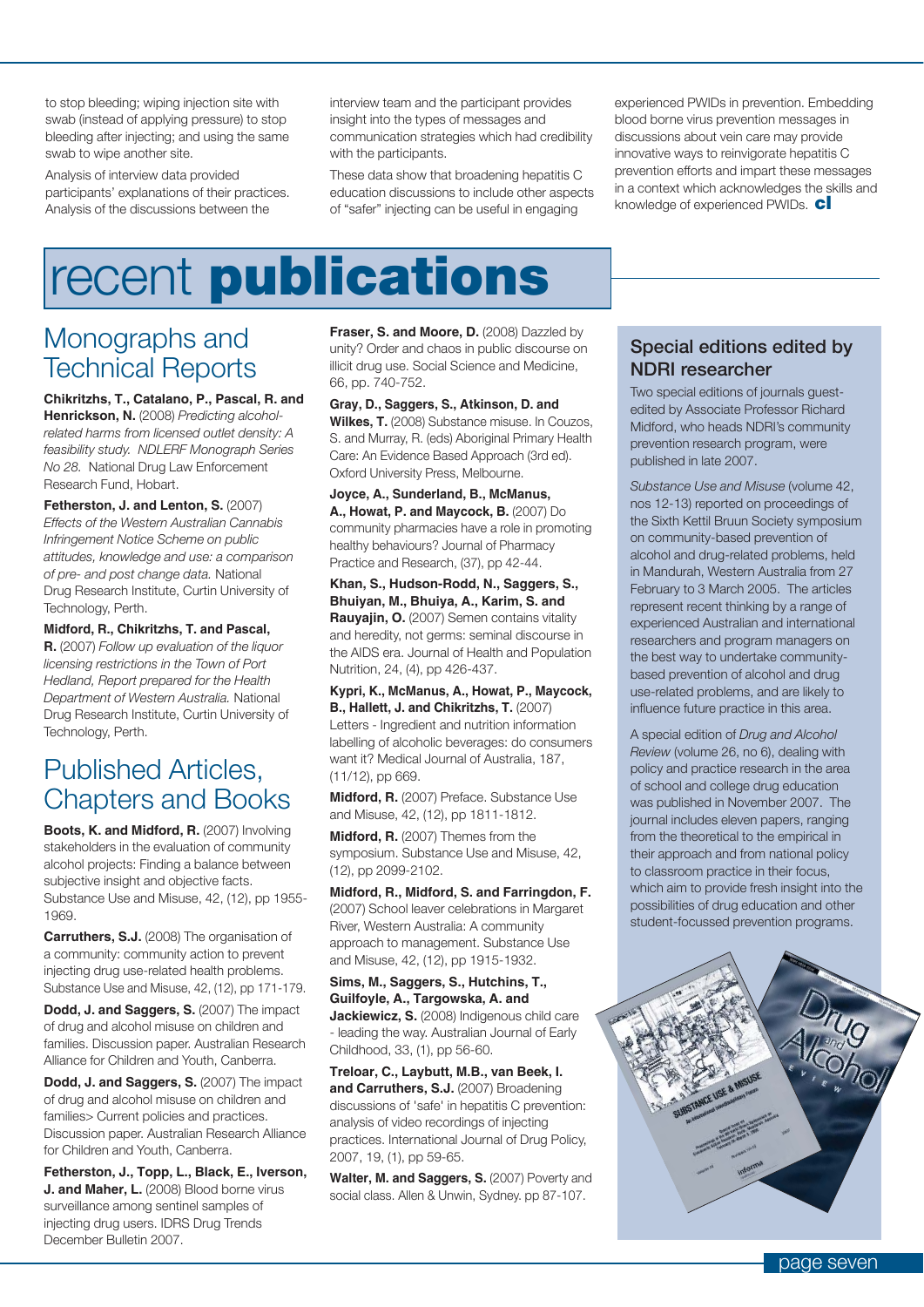to stop bleeding; wiping injection site with swab (instead of applying pressure) to stop bleeding after injecting; and using the same swab to wipe another site.

Analysis of interview data provided participants' explanations of their practices. Analysis of the discussions between the interview team and the participant provides insight into the types of messages and communication strategies which had credibility with the participants.

These data show that broadening hepatitis C education discussions to include other aspects of "safer" injecting can be useful in engaging experienced PWIDs in prevention. Embedding blood borne virus prevention messages in discussions about vein care may provide innovative ways to reinvigorate hepatitis C prevention efforts and impart these messages in a context which acknowledges the skills and knowledge of experienced PWIDs. **cl**

# recent **publications**

## Monographs and Technical Reports

**Chikritzhs, T., Catalano, P., Pascal, R. and Henrickson, N.** (2008) *Predicting alcohol-related harms from licensed outlet density: A feasibility study. NDLERF Monograph Series No 28.* National Drug Law Enforcement Research Fund, Hobart.

**Fetherston, J. and Lenton, S.** (2007) *Effects of the Western Australian Cannabis Infringement Notice Scheme on public attitudes, knowledge and use: a comparison of pre- and post change data.* National Drug Research Institute, Curtin University of Technology, Perth.

**Midford, R., Chikritzhs, T. and Pascal, R.** (2007) *Follow up evaluation of the liquor licensing restrictions in the Town of Port Hedland, Report prepared for the Health Department of Western Australia.* National Drug Research Institute, Curtin University of Technology, Perth.

## Published Articles, Chapters and Books

**Boots, K. and Midford, R.** (2007) Involving stakeholders in the evaluation of community alcohol projects: Finding a balance between subjective insight and objective facts. Substance Use and Misuse, 42, (12), pp 1955-1969.

**Carruthers, S.J.** (2008) The organisation of a community: community action to prevent injecting drug use-related health problems. Substance Use and Misuse, 42, (12), pp 171-179.

**Dodd, J. and Saggers, S.** (2007) The impact of drug and alcohol misuse on children and families. Discussion paper. Australian Research Alliance for Children and Youth, Canberra.

**Dodd, J. and Saggers, S.** (2007) The impact of drug and alcohol misuse on children and families> Current policies and practices. Discussion paper. Australian Research Alliance for Children and Youth, Canberra.

**Fetherston, J., Topp, L., Black, E., Iverson, J. and Maher, L.** (2008) Blood borne virus surveillance among sentinel samples of injecting drug users. IDRS Drug Trends December Bulletin 2007.

**Fraser, S. and Moore, D.** (2008) Dazzled by unity? Order and chaos in public discourse on illicit drug use. Social Science and Medicine, 66, pp. 740-752.

**Gray, D., Saggers, S., Atkinson, D. and Wilkes, T.** (2008) Substance misuse. In Couzos, S. and Murray, R. (eds) Aboriginal Primary Health Care: An Evidence Based Approach (3rd ed). Oxford University Press, Melbourne.

**Joyce, A., Sunderland, B., McManus, A., Howat, P. and Maycock, B.** (2007) Do community pharmacies have a role in promoting healthy behaviours? Journal of Pharmacy Practice and Research, (37), pp 42-44.

**Khan, S., Hudson-Rodd, N., Saggers, S., Bhuiyan, M., Bhuiya, A., Karim, S. and Rauyajin, O.** (2007) Semen contains vitality and heredity, not germs: seminal discourse in the AIDS era. Journal of Health and Population Nutrition, 24, (4), pp 426-437.

**Kypri, K., McManus, A., Howat, P., Maycock, B., Hallett, J. and Chikritzhs, T.** (2007) Letters - Ingredient and nutrition information labelling of alcoholic beverages: do consumers want it? Medical Journal of Australia, 187, (11/12), pp 669.

**Midford, R.** (2007) Preface. Substance Use and Misuse, 42, (12), pp 1811-1812.

**Midford, R.** (2007) Themes from the symposium. Substance Use and Misuse, 42, (12), pp 2099-2102.

**Midford, R., Midford, S. and Farringdon, F.** (2007) School leaver celebrations in Margaret River, Western Australia: A community approach to management. Substance Use and Misuse, 42, (12), pp 1915-1932.

**Sims, M., Saggers, S., Hutchins, T., Guilfoyle, A., Targowska, A. and Jackiewicz, S.** (2008) Indigenous child care - leading the way. Australian Journal of Early Childhood, 33, (1), pp 56-60.

**Treloar, C., Laybutt, M.B., van Beek, I. and Carruthers, S.J.** (2007) Broadening discussions of 'safe' in hepatitis C prevention: analysis of video recordings of injecting practices. International Journal of Drug Policy, 2007, 19, (1), pp 59-65.

**Walter, M. and Saggers, S.** (2007) Poverty and social class. Allen & Unwin, Sydney. pp 87-107.

## Special editions edited by NDRI researcher

Two special editions of journals guest-edited by Associate Professor Richard Midford, who heads NDRI's community prevention research program, were published in late 2007.

*Substance Use and Misuse* (volume 42, nos 12-13) reported on proceedings of the Sixth Kettil Bruun Society symposium on community-based prevention of alcohol and drug-related problems, held in Mandurah, Western Australia from 27 February to 3 March 2005. The articles represent recent thinking by a range of experienced Australian and international researchers and program managers on the best way to undertake community-based prevention of alcohol and drug use-related problems, and are likely to influence future practice in this area.

A special edition of *Drug and Alcohol Review* (volume 26, no 6), dealing with policy and practice research in the area of school and college drug education was published in November 2007. The journal includes eleven papers, ranging from the theoretical to the empirical in their approach and from national policy to classroom practice in their focus, which aim to provide fresh insight into the possibilities of drug education and other student-focussed prevention programs.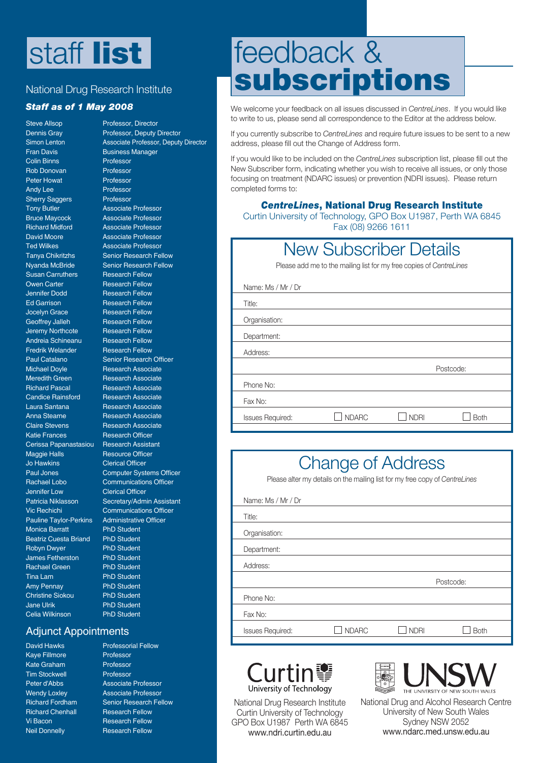# staff **list**

## National Drug Research Institute

### *Staff as of 1 May 2008*

| | |
|---|---|
| Steve Allsop | Professor, Director |
| Dennis Gray | Professor, Deputy Director |
| Simon Lenton | Associate Professor, Deputy Director |
| Fran Davis | Business Manager |
| Colin Binns | Professor |
| Rob Donovan | Professor |
| Peter Howat | Professor |
| Andy Lee | Professor |
| Sherry Saggers | Professor |
| Tony Butler | Associate Professor |
| Bruce Maycock | Associate Professor |
| Richard Midford | Associate Professor |
| David Moore | Associate Professor |
| Ted Wilkes | Associate Professor |
| Tanya Chikritzhs | Senior Research Fellow |
| Nyanda McBride | Senior Research Fellow |
| Susan Carruthers | Research Fellow |
| Owen Carter | Research Fellow |
| Jennifer Dodd | Research Fellow |
| Ed Garrison | Research Fellow |
| Jocelyn Grace | Research Fellow |
| Geoffrey Jalleh | Research Fellow |
| Jeremy Northcote | Research Fellow |
| Andreia Schineanu | Research Fellow |
| Fredrik Welander | Research Fellow |
| Paul Catalano | Senior Research Officer |
| Michael Doyle | Research Associate |
| Meredith Green | Research Associate |
| Richard Pascal | Research Associate |
| Candice Rainsford | Research Associate |
| Laura Santana | Research Associate |
| Anna Stearne | Research Associate |
| Claire Stevens | Research Associate |
| Katie Frances | Research Officer |
| Cerissa Papanastasiou | Research Assistant |
| Maggie Halls | Resource Officer |
| Jo Hawkins | Clerical Officer |
| Paul Jones | Computer Systems Officer |
| Rachael Lobo | Communications Officer |
| Jennifer Low | Clerical Officer |
| Patricia Niklasson | Secretary/Admin Assistant |
| Vic Rechichi | Communications Officer |
| Pauline Taylor-Perkins | Administrative Officer |
| Monica Barratt | PhD Student |
| Beatriz Cuesta Briand | PhD Student |
| Robyn Dwyer | PhD Student |
| James Fetherston | PhD Student |
| Rachael Green | PhD Student |
| Tina Lam | PhD Student |
| Amy Pennay | PhD Student |
| Christine Siokou | PhD Student |
| Jane Ulrik | PhD Student |
| Celia Wilkinson | PhD Student |

## Adjunct Appointments

| | |
|---|---|
| David Hawks | Professorial Fellow |
| Kaye Fillmore | Professor |
| Kate Graham | Professor |
| Tim Stockwell | Professor |
| Peter d'Abbs | Associate Professor |
| Wendy Loxley | Associate Professor |
| Richard Fordham | Senior Research Fellow |
| Richard Chenhall | Research Fellow |
| Vi Bacon | Research Fellow |
| Neil Donnelly | Research Fellow |

# feedback & **subscriptions**

We welcome your feedback on all issues discussed in *CentreLines*. If you would like to write to us, please send all correspondence to the Editor at the address below.

If you currently subscribe to *CentreLines* and require future issues to be sent to a new address, please fill out the Change of Address form.

If you would like to be included on the *CentreLines* subscription list, please fill out the New Subscriber form, indicating whether you wish to receive all issues, or only those focusing on treatment (NDARC issues) or prevention (NDRI issues). Please return completed forms to:

***CentreLines*, National Drug Research Institute**
Curtin University of Technology, GPO Box U1987, Perth WA 6845
Fax (08) 9266 1611

## New Subscriber Details

Please add me to the mailing list for my free copies of *CentreLines*

Name: Ms / Mr / Dr

Title:

Organisation:

Department:

Address:

Postcode:

Phone No:

Fax No:

Issues Required: ☐ NDARC ☐ NDRI ☐ Both

## Change of Address

Please alter my details on the mailing list for my free copy of *CentreLines*

Name: Ms / Mr / Dr

Title:

Organisation:

Department:

Address:

Postcode:

Phone No:

Fax No:

Issues Required: ☐ NDARC ☐ NDRI ☐ Both

Curtin University of Technology

National Drug Research Institute
Curtin University of Technology
GPO Box U1987 Perth WA 6845
www.ndri.curtin.edu.au

UNSW THE UNIVERSITY OF NEW SOUTH WALES

National Drug and Alcohol Research Centre
University of New South Wales
Sydney NSW 2052
www.ndarc.med.unsw.edu.au